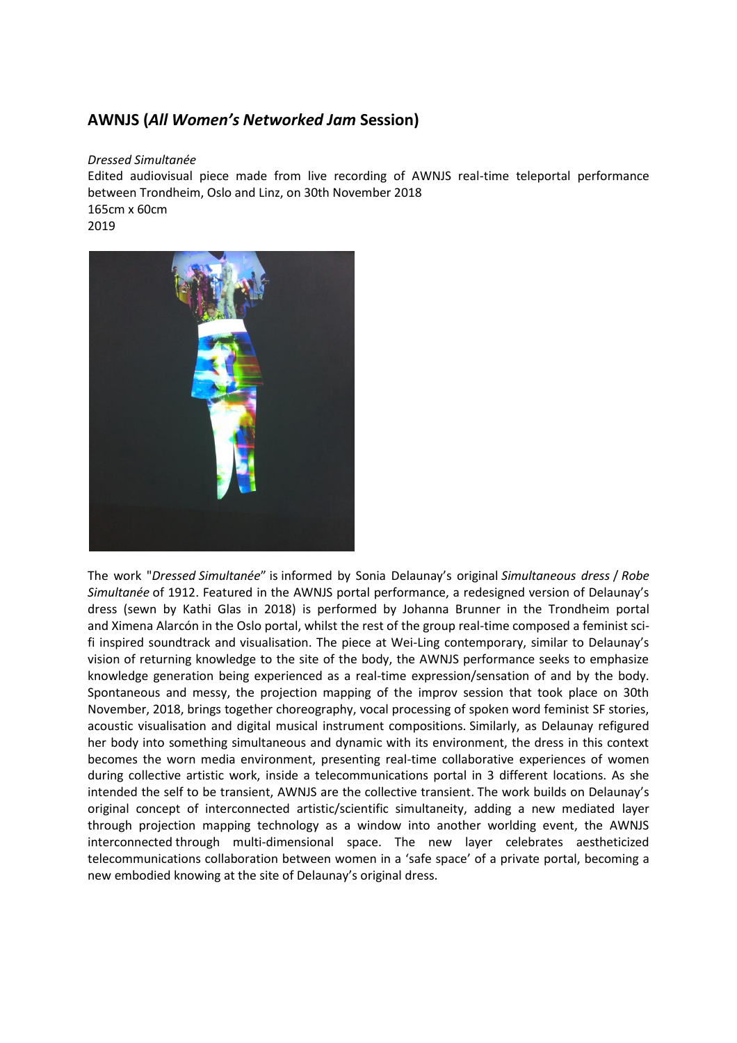## AWNJS (*All Women's Networked Jam* Session)

*Dressed Simultanée*
Edited audiovisual piece made from live recording of AWNJS real-time teleportal performance between Trondheim, Oslo and Linz, on 30th November 2018
165cm x 60cm
2019

The work "*Dressed Simultanée*" is informed by Sonia Delaunay's original *Simultaneous dress* / *Robe Simultanée* of 1912. Featured in the AWNJS portal performance, a redesigned version of Delaunay's dress (sewn by Kathi Glas in 2018) is performed by Johanna Brunner in the Trondheim portal and Ximena Alarcón in the Oslo portal, whilst the rest of the group real-time composed a feminist sci-fi inspired soundtrack and visualisation. The piece at Wei-Ling contemporary, similar to Delaunay's vision of returning knowledge to the site of the body, the AWNJS performance seeks to emphasize knowledge generation being experienced as a real-time expression/sensation of and by the body. Spontaneous and messy, the projection mapping of the improv session that took place on 30th November, 2018, brings together choreography, vocal processing of spoken word feminist SF stories, acoustic visualisation and digital musical instrument compositions. Similarly, as Delaunay refigured her body into something simultaneous and dynamic with its environment, the dress in this context becomes the worn media environment, presenting real-time collaborative experiences of women during collective artistic work, inside a telecommunications portal in 3 different locations. As she intended the self to be transient, AWNJS are the collective transient. The work builds on Delaunay's original concept of interconnected artistic/scientific simultaneity, adding a new mediated layer through projection mapping technology as a window into another worlding event, the AWNJS interconnected through multi-dimensional space. The new layer celebrates aestheticized telecommunications collaboration between women in a 'safe space' of a private portal, becoming a new embodied knowing at the site of Delaunay's original dress.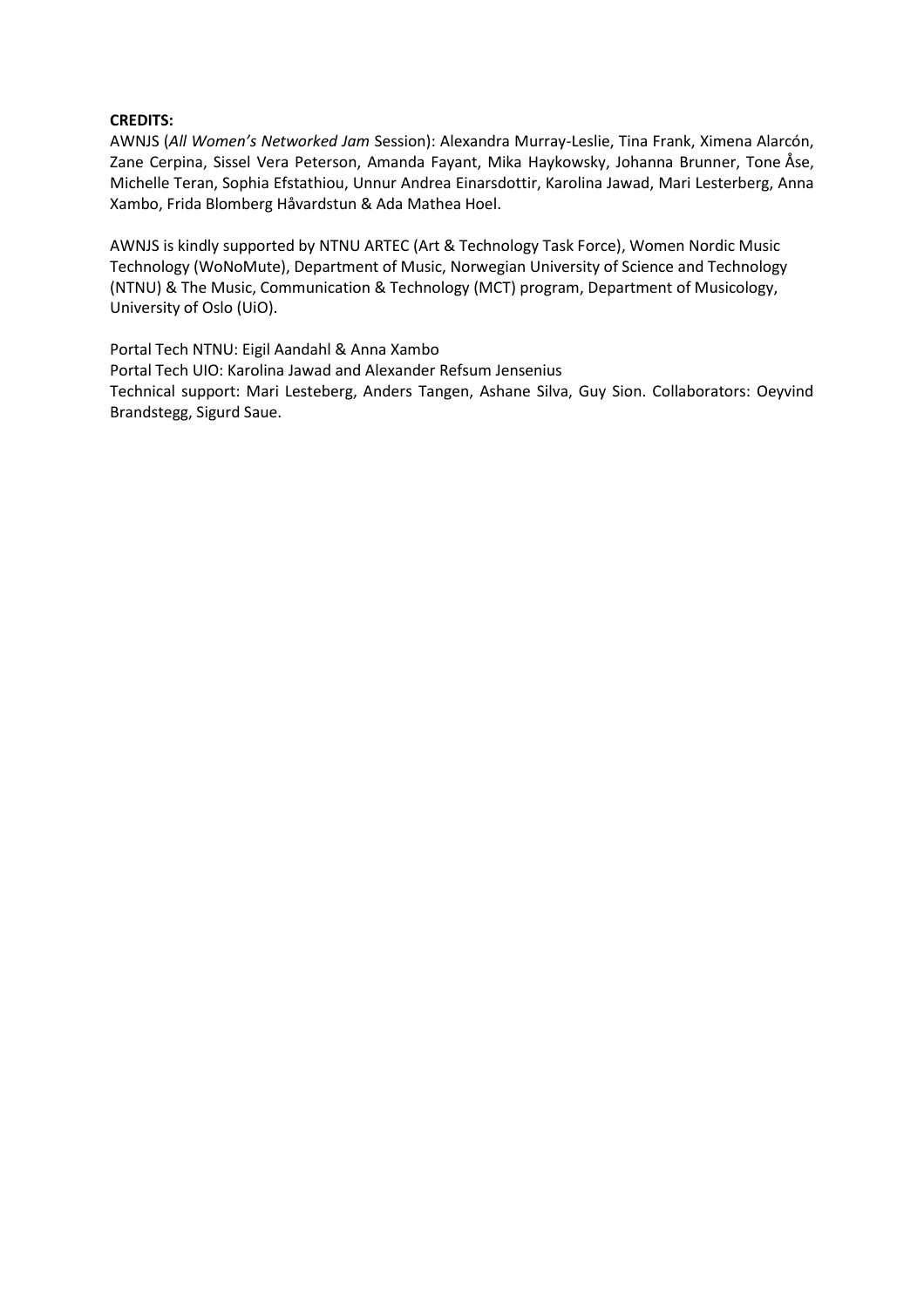**CREDITS:**

AWNJS (*All Women's Networked Jam* Session): Alexandra Murray-Leslie, Tina Frank, Ximena Alarcón, Zane Cerpina, Sissel Vera Peterson, Amanda Fayant, Mika Haykowsky, Johanna Brunner, Tone Åse, Michelle Teran, Sophia Efstathiou, Unnur Andrea Einarsdottir, Karolina Jawad, Mari Lesterberg, Anna Xambo, Frida Blomberg Håvardstun & Ada Mathea Hoel.

AWNJS is kindly supported by NTNU ARTEC (Art & Technology Task Force), Women Nordic Music Technology (WoNoMute), Department of Music, Norwegian University of Science and Technology (NTNU) & The Music, Communication & Technology (MCT) program, Department of Musicology, University of Oslo (UiO).

Portal Tech NTNU: Eigil Aandahl & Anna Xambo
Portal Tech UIO: Karolina Jawad and Alexander Refsum Jensenius
Technical support: Mari Lesteberg, Anders Tangen, Ashane Silva, Guy Sion. Collaborators: Oeyvind Brandstegg, Sigurd Saue.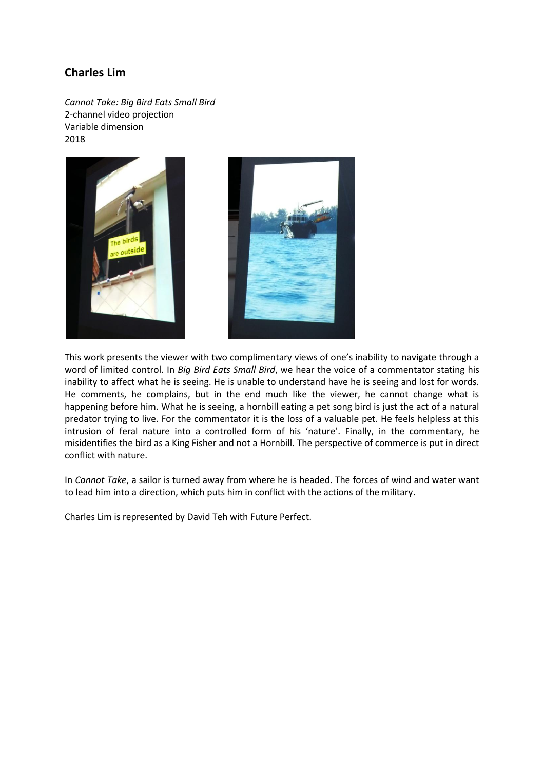## Charles Lim

*Cannot Take: Big Bird Eats Small Bird*
2-channel video projection
Variable dimension
2018

This work presents the viewer with two complimentary views of one's inability to navigate through a word of limited control. In *Big Bird Eats Small Bird*, we hear the voice of a commentator stating his inability to affect what he is seeing. He is unable to understand have he is seeing and lost for words. He comments, he complains, but in the end much like the viewer, he cannot change what is happening before him. What he is seeing, a hornbill eating a pet song bird is just the act of a natural predator trying to live. For the commentator it is the loss of a valuable pet. He feels helpless at this intrusion of feral nature into a controlled form of his 'nature'. Finally, in the commentary, he misidentifies the bird as a King Fisher and not a Hornbill. The perspective of commerce is put in direct conflict with nature.

In *Cannot Take*, a sailor is turned away from where he is headed. The forces of wind and water want to lead him into a direction, which puts him in conflict with the actions of the military.

Charles Lim is represented by David Teh with Future Perfect.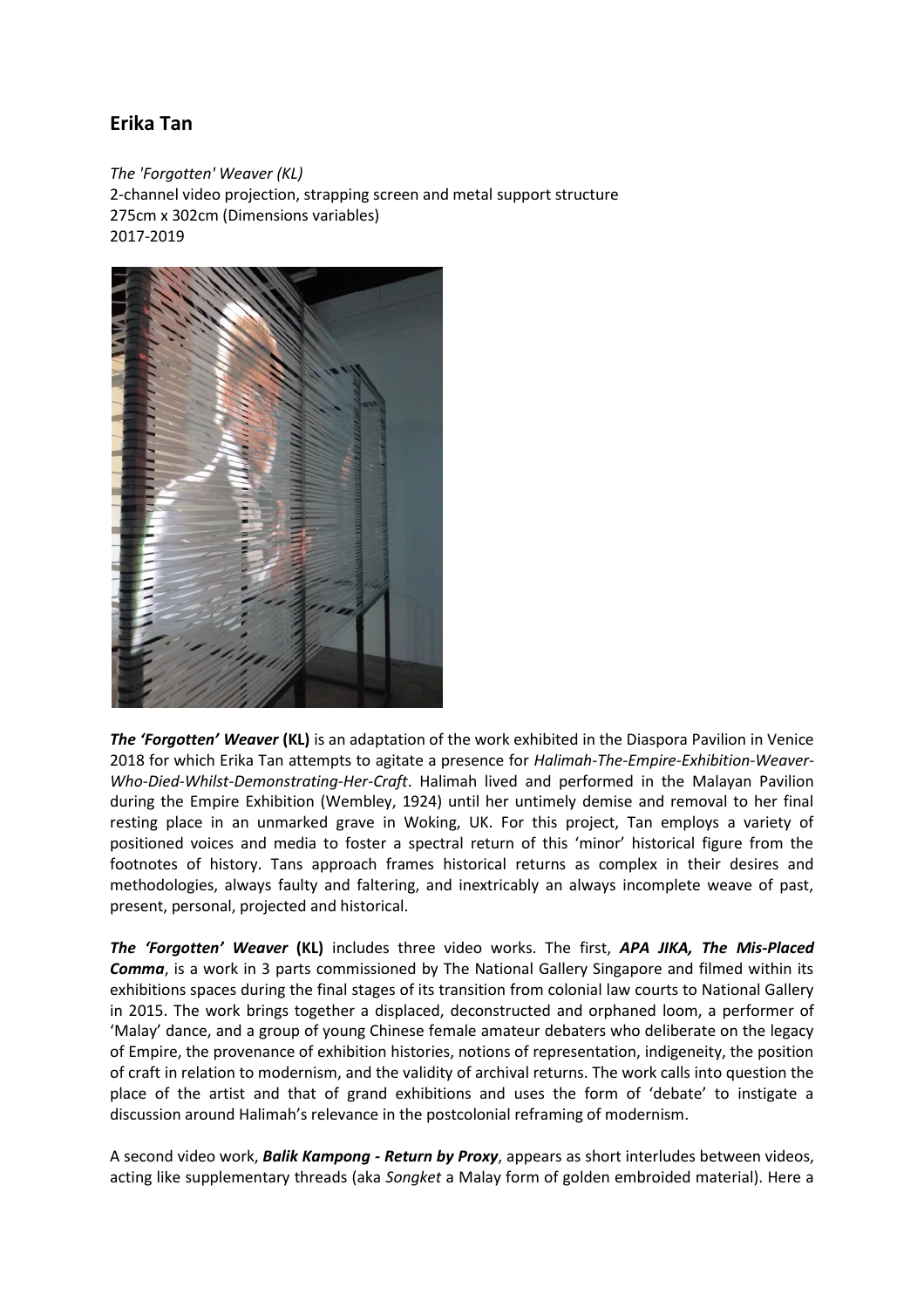## Erika Tan

*The 'Forgotten' Weaver (KL)*
2-channel video projection, strapping screen and metal support structure
275cm x 302cm (Dimensions variables)
2017-2019

***The 'Forgotten' Weaver*** **(KL)** is an adaptation of the work exhibited in the Diaspora Pavilion in Venice 2018 for which Erika Tan attempts to agitate a presence for *Halimah-The-Empire-Exhibition-Weaver-Who-Died-Whilst-Demonstrating-Her-Craft*. Halimah lived and performed in the Malayan Pavilion during the Empire Exhibition (Wembley, 1924) until her untimely demise and removal to her final resting place in an unmarked grave in Woking, UK. For this project, Tan employs a variety of positioned voices and media to foster a spectral return of this 'minor' historical figure from the footnotes of history. Tans approach frames historical returns as complex in their desires and methodologies, always faulty and faltering, and inextricably an always incomplete weave of past, present, personal, projected and historical.

***The 'Forgotten' Weaver*** **(KL)** includes three video works. The first, ***APA JIKA, The Mis-Placed Comma***, is a work in 3 parts commissioned by The National Gallery Singapore and filmed within its exhibitions spaces during the final stages of its transition from colonial law courts to National Gallery in 2015. The work brings together a displaced, deconstructed and orphaned loom, a performer of 'Malay' dance, and a group of young Chinese female amateur debaters who deliberate on the legacy of Empire, the provenance of exhibition histories, notions of representation, indigeneity, the position of craft in relation to modernism, and the validity of archival returns. The work calls into question the place of the artist and that of grand exhibitions and uses the form of 'debate' to instigate a discussion around Halimah's relevance in the postcolonial reframing of modernism.

A second video work, ***Balik Kampong - Return by Proxy***, appears as short interludes between videos, acting like supplementary threads (aka *Songket* a Malay form of golden embroided material). Here a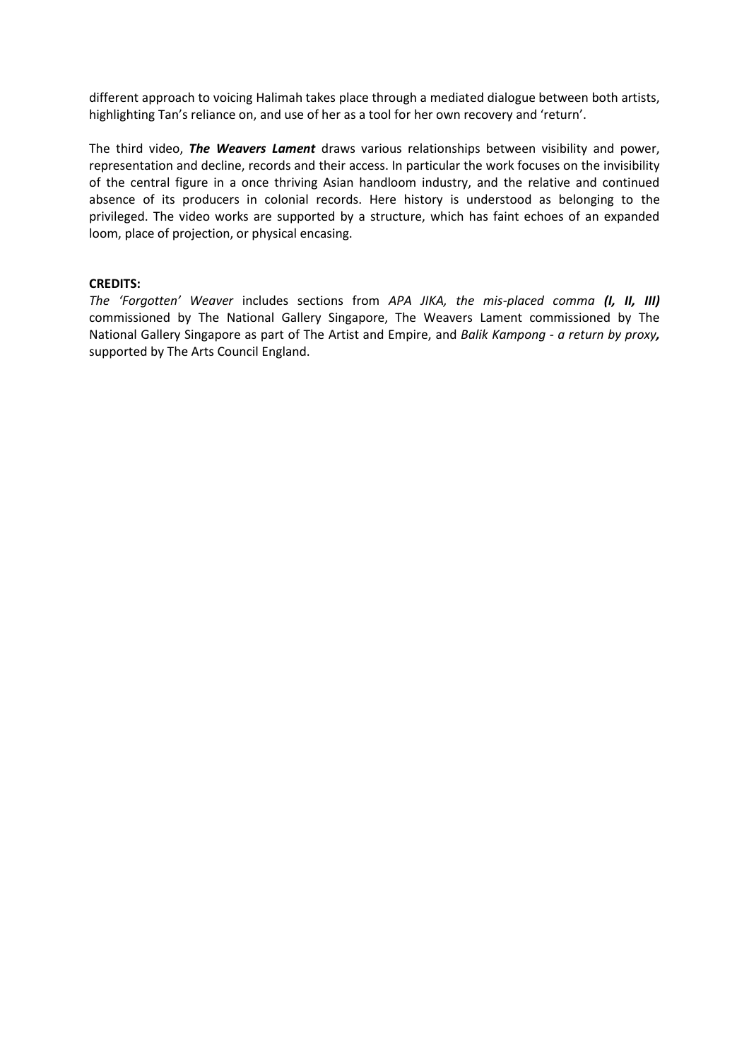different approach to voicing Halimah takes place through a mediated dialogue between both artists, highlighting Tan's reliance on, and use of her as a tool for her own recovery and 'return'.

The third video, ***The Weavers Lament*** draws various relationships between visibility and power, representation and decline, records and their access. In particular the work focuses on the invisibility of the central figure in a once thriving Asian handloom industry, and the relative and continued absence of its producers in colonial records. Here history is understood as belonging to the privileged. The video works are supported by a structure, which has faint echoes of an expanded loom, place of projection, or physical encasing.

**CREDITS:**

*The 'Forgotten' Weaver* includes sections from *APA JIKA, the mis-placed comma* ***(I, II, III)*** commissioned by The National Gallery Singapore, The Weavers Lament commissioned by The National Gallery Singapore as part of The Artist and Empire, and *Balik Kampong - a return by proxy****,*** supported by The Arts Council England.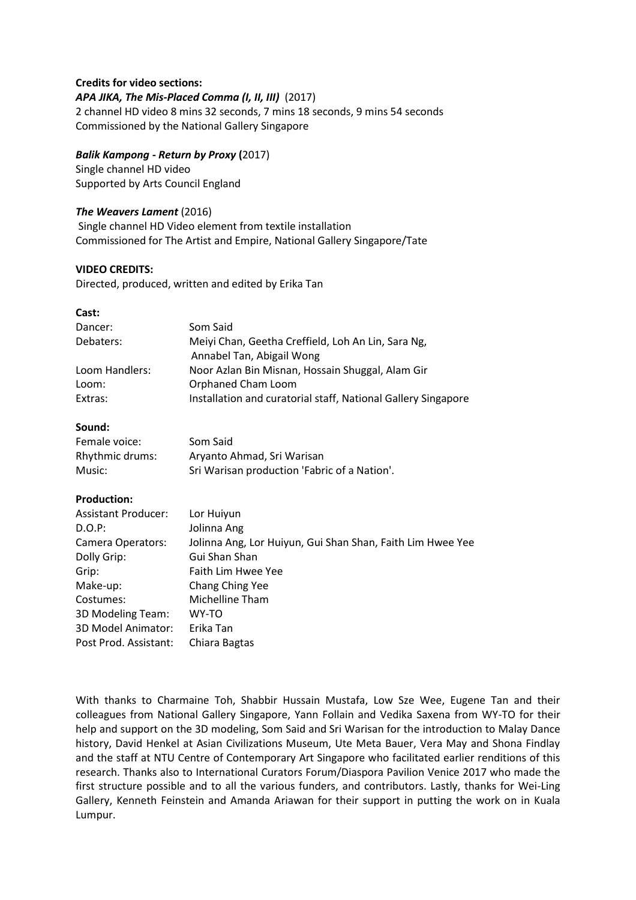**Credits for video sections:**

***APA JIKA, The Mis-Placed Comma (I, II, III)*** (2017)
2 channel HD video 8 mins 32 seconds, 7 mins 18 seconds, 9 mins 54 seconds
Commissioned by the National Gallery Singapore

***Balik Kampong - Return by Proxy*** **(**2017)
Single channel HD video
Supported by Arts Council England

***The Weavers Lament*** (2016)
Single channel HD Video element from textile installation
Commissioned for The Artist and Empire, National Gallery Singapore/Tate

**VIDEO CREDITS:**

Directed, produced, written and edited by Erika Tan

**Cast:**

| | |
|---|---|
| Dancer: | Som Said |
| Debaters: | Meiyi Chan, Geetha Creffield, Loh An Lin, Sara Ng, Annabel Tan, Abigail Wong |
| Loom Handlers: | Noor Azlan Bin Misnan, Hossain Shuggal, Alam Gir |
| Loom: | Orphaned Cham Loom |
| Extras: | Installation and curatorial staff, National Gallery Singapore |

**Sound:**

| | |
|---|---|
| Female voice: | Som Said |
| Rhythmic drums: | Aryanto Ahmad, Sri Warisan |
| Music: | Sri Warisan production 'Fabric of a Nation'. |

**Production:**

| | |
|---|---|
| Assistant Producer: | Lor Huiyun |
| D.O.P: | Jolinna Ang |
| Camera Operators: | Jolinna Ang, Lor Huiyun, Gui Shan Shan, Faith Lim Hwee Yee |
| Dolly Grip: | Gui Shan Shan |
| Grip: | Faith Lim Hwee Yee |
| Make-up: | Chang Ching Yee |
| Costumes: | Michelline Tham |
| 3D Modeling Team: | WY-TO |
| 3D Model Animator: | Erika Tan |
| Post Prod. Assistant: | Chiara Bagtas |

With thanks to Charmaine Toh, Shabbir Hussain Mustafa, Low Sze Wee, Eugene Tan and their colleagues from National Gallery Singapore, Yann Follain and Vedika Saxena from WY-TO for their help and support on the 3D modeling, Som Said and Sri Warisan for the introduction to Malay Dance history, David Henkel at Asian Civilizations Museum, Ute Meta Bauer, Vera May and Shona Findlay and the staff at NTU Centre of Contemporary Art Singapore who facilitated earlier renditions of this research. Thanks also to International Curators Forum/Diaspora Pavilion Venice 2017 who made the first structure possible and to all the various funders, and contributors. Lastly, thanks for Wei-Ling Gallery, Kenneth Feinstein and Amanda Ariawan for their support in putting the work on in Kuala Lumpur.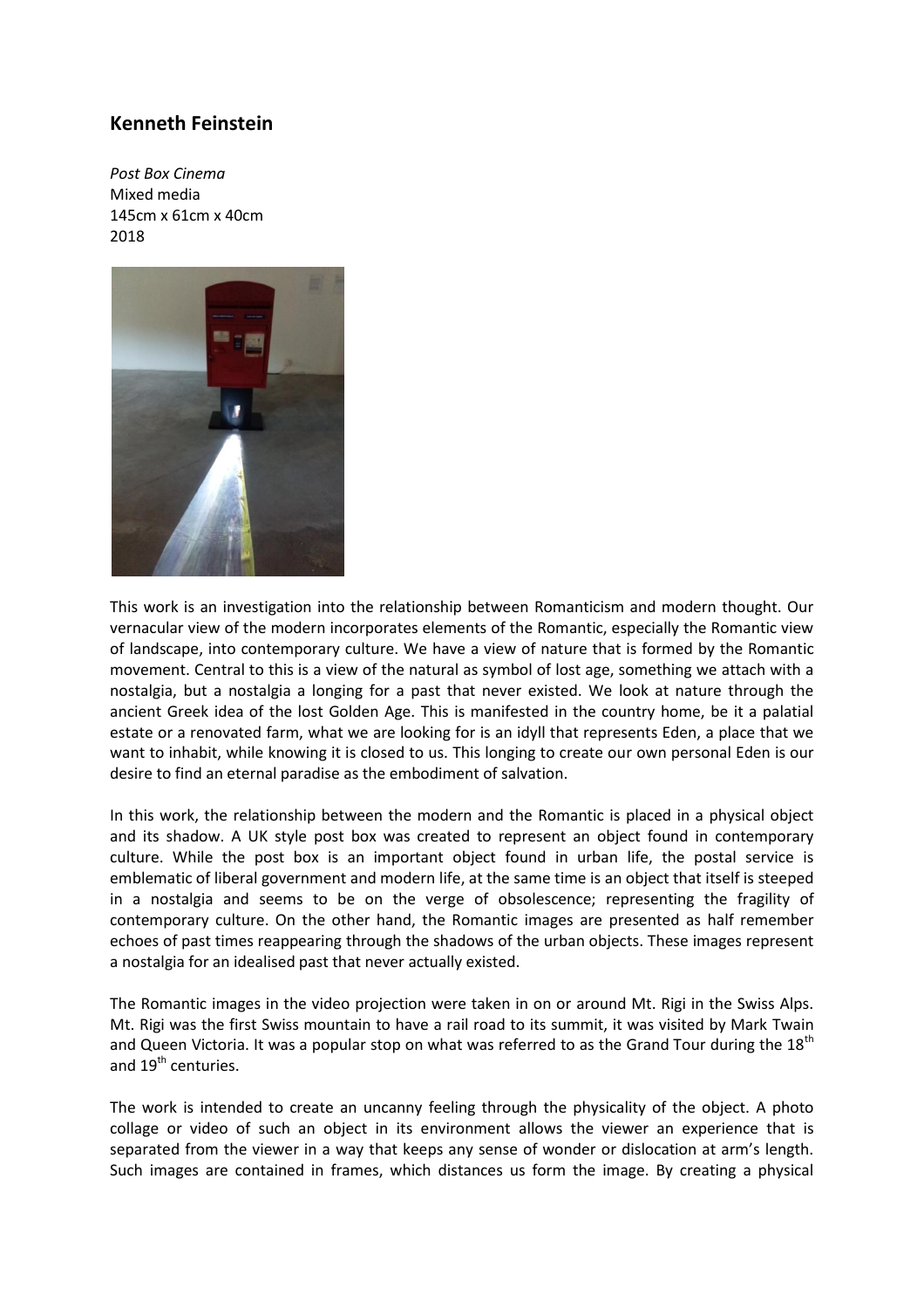## Kenneth Feinstein

*Post Box Cinema*
Mixed media
145cm x 61cm x 40cm
2018

This work is an investigation into the relationship between Romanticism and modern thought. Our vernacular view of the modern incorporates elements of the Romantic, especially the Romantic view of landscape, into contemporary culture. We have a view of nature that is formed by the Romantic movement. Central to this is a view of the natural as symbol of lost age, something we attach with a nostalgia, but a nostalgia a longing for a past that never existed. We look at nature through the ancient Greek idea of the lost Golden Age. This is manifested in the country home, be it a palatial estate or a renovated farm, what we are looking for is an idyll that represents Eden, a place that we want to inhabit, while knowing it is closed to us. This longing to create our own personal Eden is our desire to find an eternal paradise as the embodiment of salvation.

In this work, the relationship between the modern and the Romantic is placed in a physical object and its shadow. A UK style post box was created to represent an object found in contemporary culture. While the post box is an important object found in urban life, the postal service is emblematic of liberal government and modern life, at the same time is an object that itself is steeped in a nostalgia and seems to be on the verge of obsolescence; representing the fragility of contemporary culture. On the other hand, the Romantic images are presented as half remember echoes of past times reappearing through the shadows of the urban objects. These images represent a nostalgia for an idealised past that never actually existed.

The Romantic images in the video projection were taken in on or around Mt. Rigi in the Swiss Alps. Mt. Rigi was the first Swiss mountain to have a rail road to its summit, it was visited by Mark Twain and Queen Victoria. It was a popular stop on what was referred to as the Grand Tour during the 18th and 19th centuries.

The work is intended to create an uncanny feeling through the physicality of the object. A photo collage or video of such an object in its environment allows the viewer an experience that is separated from the viewer in a way that keeps any sense of wonder or dislocation at arm's length. Such images are contained in frames, which distances us form the image. By creating a physical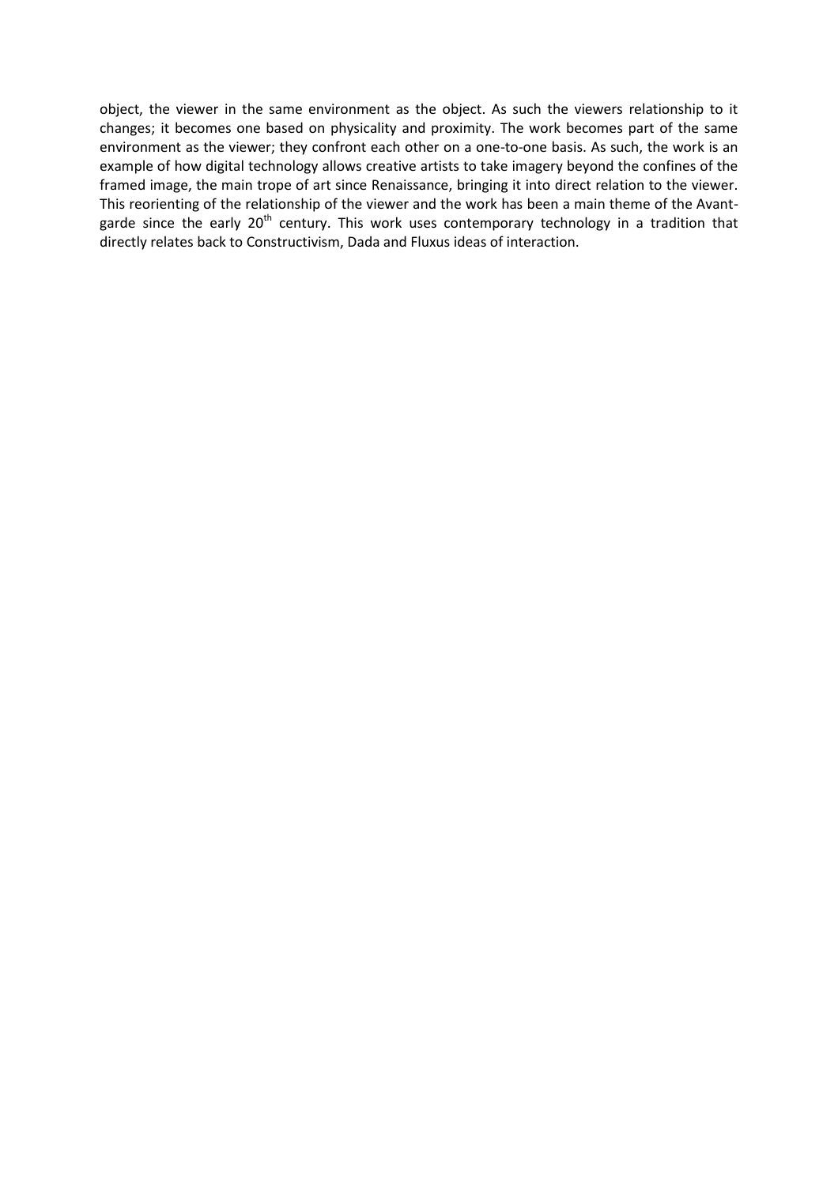object, the viewer in the same environment as the object. As such the viewers relationship to it changes; it becomes one based on physicality and proximity. The work becomes part of the same environment as the viewer; they confront each other on a one-to-one basis. As such, the work is an example of how digital technology allows creative artists to take imagery beyond the confines of the framed image, the main trope of art since Renaissance, bringing it into direct relation to the viewer. This reorienting of the relationship of the viewer and the work has been a main theme of the Avant-garde since the early 20th century. This work uses contemporary technology in a tradition that directly relates back to Constructivism, Dada and Fluxus ideas of interaction.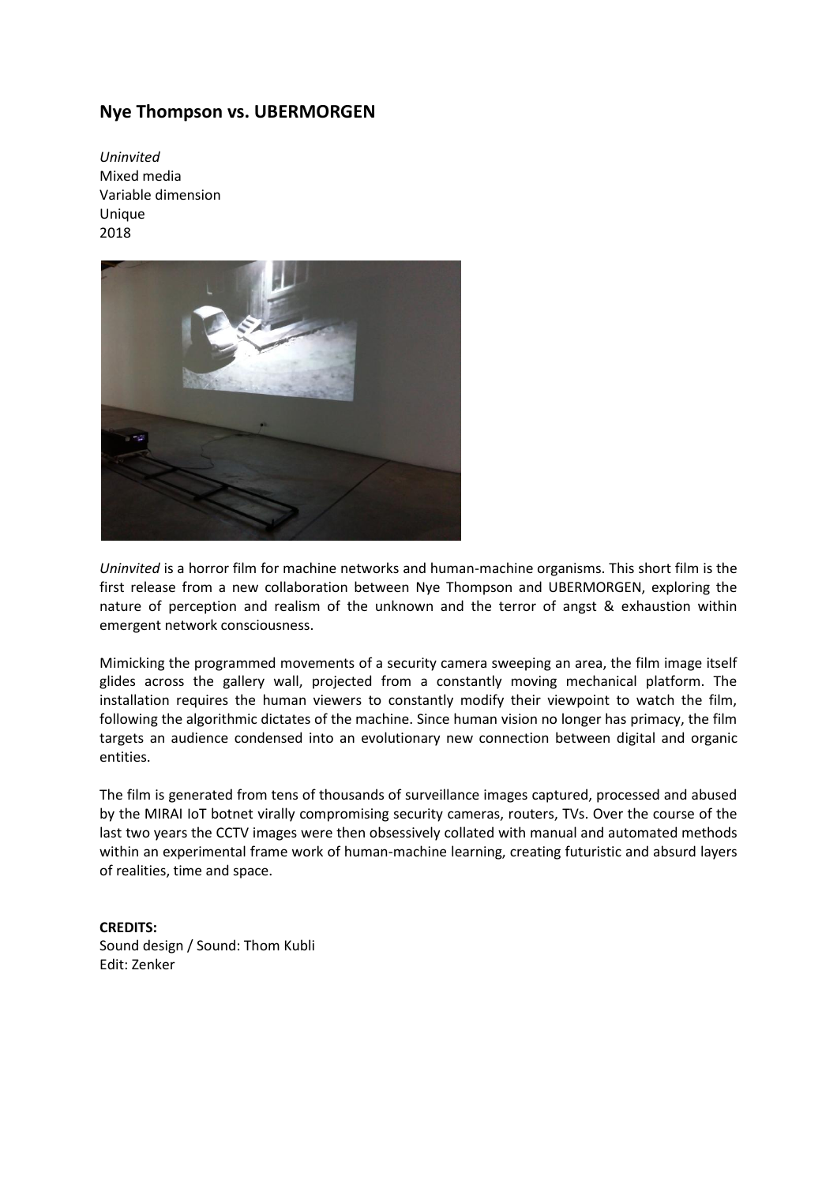## Nye Thompson vs. UBERMORGEN

*Uninvited*
Mixed media
Variable dimension
Unique
2018

*Uninvited* is a horror film for machine networks and human-machine organisms. This short film is the first release from a new collaboration between Nye Thompson and UBERMORGEN, exploring the nature of perception and realism of the unknown and the terror of angst & exhaustion within emergent network consciousness.

Mimicking the programmed movements of a security camera sweeping an area, the film image itself glides across the gallery wall, projected from a constantly moving mechanical platform. The installation requires the human viewers to constantly modify their viewpoint to watch the film, following the algorithmic dictates of the machine. Since human vision no longer has primacy, the film targets an audience condensed into an evolutionary new connection between digital and organic entities.

The film is generated from tens of thousands of surveillance images captured, processed and abused by the MIRAI IoT botnet virally compromising security cameras, routers, TVs. Over the course of the last two years the CCTV images were then obsessively collated with manual and automated methods within an experimental frame work of human-machine learning, creating futuristic and absurd layers of realities, time and space.

**CREDITS:**
Sound design / Sound: Thom Kubli
Edit: Zenker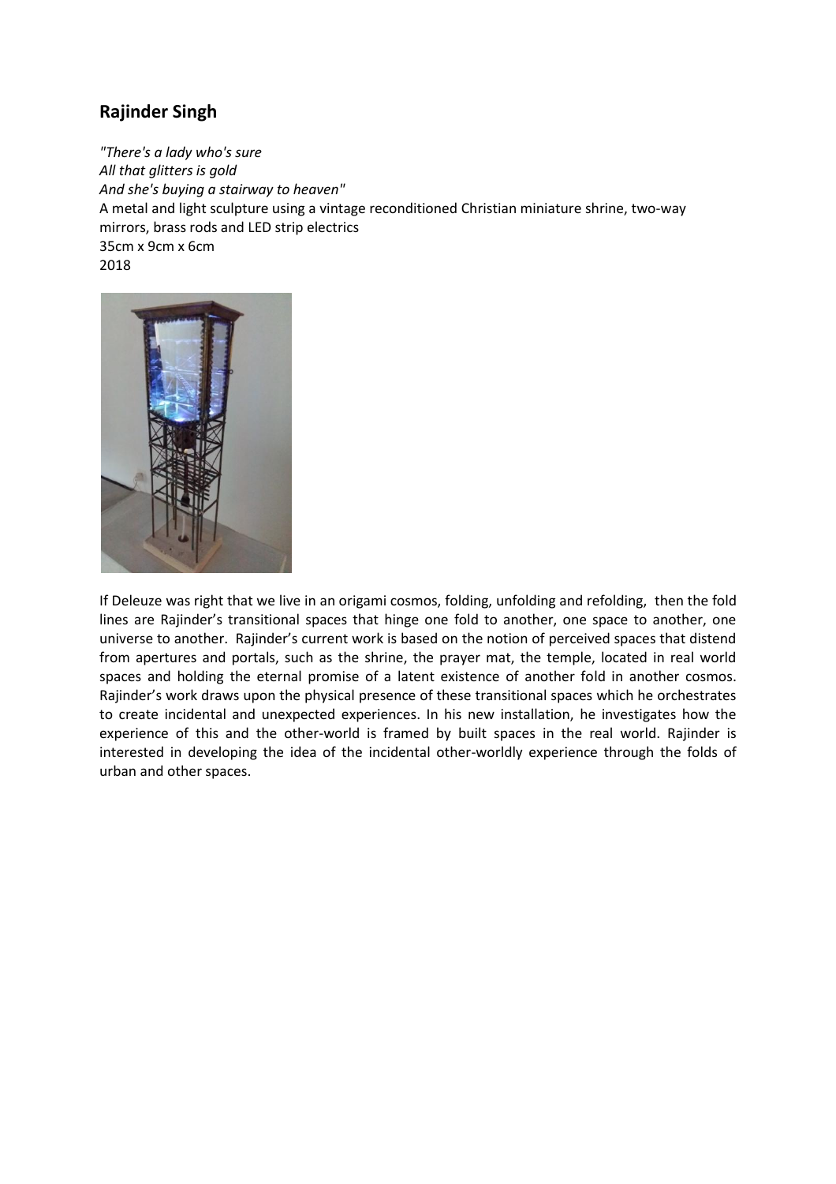## Rajinder Singh

*"There's a lady who's sure*
*All that glitters is gold*
*And she's buying a stairway to heaven"*
A metal and light sculpture using a vintage reconditioned Christian miniature shrine, two-way mirrors, brass rods and LED strip electrics
35cm x 9cm x 6cm
2018

If Deleuze was right that we live in an origami cosmos, folding, unfolding and refolding, then the fold lines are Rajinder's transitional spaces that hinge one fold to another, one space to another, one universe to another. Rajinder's current work is based on the notion of perceived spaces that distend from apertures and portals, such as the shrine, the prayer mat, the temple, located in real world spaces and holding the eternal promise of a latent existence of another fold in another cosmos. Rajinder's work draws upon the physical presence of these transitional spaces which he orchestrates to create incidental and unexpected experiences. In his new installation, he investigates how the experience of this and the other-world is framed by built spaces in the real world. Rajinder is interested in developing the idea of the incidental other-worldly experience through the folds of urban and other spaces.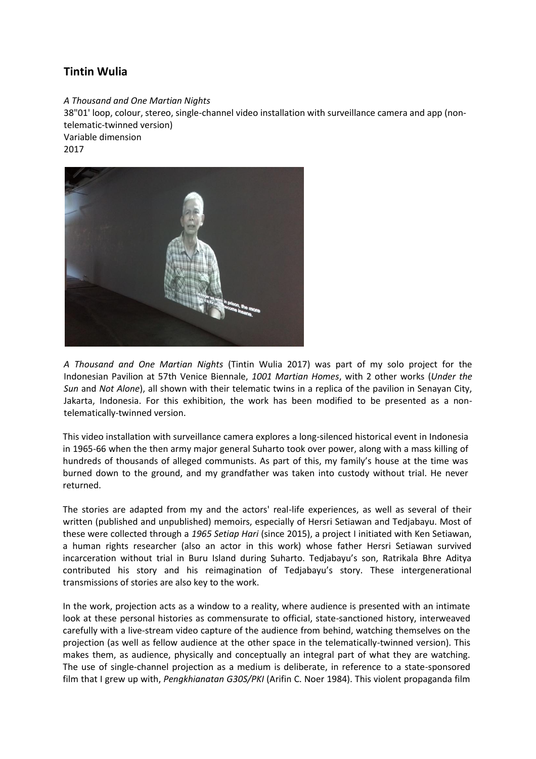## Tintin Wulia

*A Thousand and One Martian Nights*
38"01' loop, colour, stereo, single-channel video installation with surveillance camera and app (non-telematic-twinned version)
Variable dimension
2017

*A Thousand and One Martian Nights* (Tintin Wulia 2017) was part of my solo project for the Indonesian Pavilion at 57th Venice Biennale, *1001 Martian Homes*, with 2 other works (*Under the Sun* and *Not Alone*), all shown with their telematic twins in a replica of the pavilion in Senayan City, Jakarta, Indonesia. For this exhibition, the work has been modified to be presented as a non-telematically-twinned version.

This video installation with surveillance camera explores a long-silenced historical event in Indonesia in 1965-66 when the then army major general Suharto took over power, along with a mass killing of hundreds of thousands of alleged communists. As part of this, my family's house at the time was burned down to the ground, and my grandfather was taken into custody without trial. He never returned.

The stories are adapted from my and the actors' real-life experiences, as well as several of their written (published and unpublished) memoirs, especially of Hersri Setiawan and Tedjabayu. Most of these were collected through a *1965 Setiap Hari* (since 2015), a project I initiated with Ken Setiawan, a human rights researcher (also an actor in this work) whose father Hersri Setiawan survived incarceration without trial in Buru Island during Suharto. Tedjabayu's son, Ratrikala Bhre Aditya contributed his story and his reimagination of Tedjabayu's story. These intergenerational transmissions of stories are also key to the work.

In the work, projection acts as a window to a reality, where audience is presented with an intimate look at these personal histories as commensurate to official, state-sanctioned history, interweaved carefully with a live-stream video capture of the audience from behind, watching themselves on the projection (as well as fellow audience at the other space in the telematically-twinned version). This makes them, as audience, physically and conceptually an integral part of what they are watching. The use of single-channel projection as a medium is deliberate, in reference to a state-sponsored film that I grew up with, *Pengkhianatan G30S/PKI* (Arifin C. Noer 1984). This violent propaganda film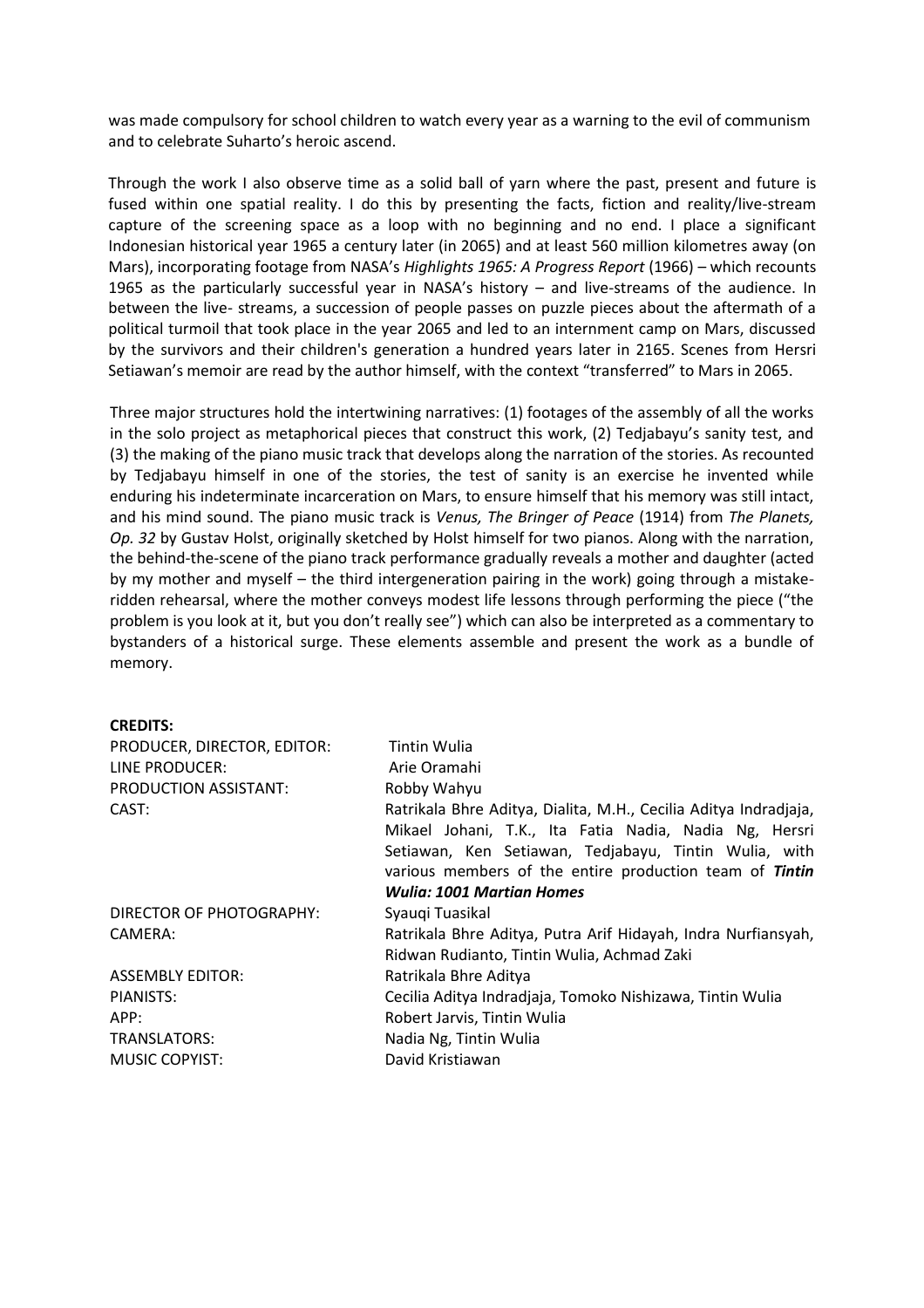was made compulsory for school children to watch every year as a warning to the evil of communism and to celebrate Suharto's heroic ascend.

Through the work I also observe time as a solid ball of yarn where the past, present and future is fused within one spatial reality. I do this by presenting the facts, fiction and reality/live-stream capture of the screening space as a loop with no beginning and no end. I place a significant Indonesian historical year 1965 a century later (in 2065) and at least 560 million kilometres away (on Mars), incorporating footage from NASA's *Highlights 1965: A Progress Report* (1966) – which recounts 1965 as the particularly successful year in NASA's history – and live-streams of the audience. In between the live- streams, a succession of people passes on puzzle pieces about the aftermath of a political turmoil that took place in the year 2065 and led to an internment camp on Mars, discussed by the survivors and their children's generation a hundred years later in 2165. Scenes from Hersri Setiawan's memoir are read by the author himself, with the context "transferred" to Mars in 2065.

Three major structures hold the intertwining narratives: (1) footages of the assembly of all the works in the solo project as metaphorical pieces that construct this work, (2) Tedjabayu's sanity test, and (3) the making of the piano music track that develops along the narration of the stories. As recounted by Tedjabayu himself in one of the stories, the test of sanity is an exercise he invented while enduring his indeterminate incarceration on Mars, to ensure himself that his memory was still intact, and his mind sound. The piano music track is *Venus, The Bringer of Peace* (1914) from *The Planets, Op. 32* by Gustav Holst, originally sketched by Holst himself for two pianos. Along with the narration, the behind-the-scene of the piano track performance gradually reveals a mother and daughter (acted by my mother and myself – the third intergeneration pairing in the work) going through a mistake-ridden rehearsal, where the mother conveys modest life lessons through performing the piece ("the problem is you look at it, but you don't really see") which can also be interpreted as a commentary to bystanders of a historical surge. These elements assemble and present the work as a bundle of memory.

**CREDITS:**

| | |
|---|---|
| PRODUCER, DIRECTOR, EDITOR: | Tintin Wulia |
| LINE PRODUCER: | Arie Oramahi |
| PRODUCTION ASSISTANT: | Robby Wahyu |
| CAST: | Ratrikala Bhre Aditya, Dialita, M.H., Cecilia Aditya Indradjaja, Mikael Johani, T.K., Ita Fatia Nadia, Nadia Ng, Hersri Setiawan, Ken Setiawan, Tedjabayu, Tintin Wulia, with various members of the entire production team of ***Tintin Wulia: 1001 Martian Homes*** |
| DIRECTOR OF PHOTOGRAPHY: | Syauqi Tuasikal |
| CAMERA: | Ratrikala Bhre Aditya, Putra Arif Hidayah, Indra Nurfiansyah, Ridwan Rudianto, Tintin Wulia, Achmad Zaki |
| ASSEMBLY EDITOR: | Ratrikala Bhre Aditya |
| PIANISTS: | Cecilia Aditya Indradjaja, Tomoko Nishizawa, Tintin Wulia |
| APP: | Robert Jarvis, Tintin Wulia |
| TRANSLATORS: | Nadia Ng, Tintin Wulia |
| MUSIC COPYIST: | David Kristiawan |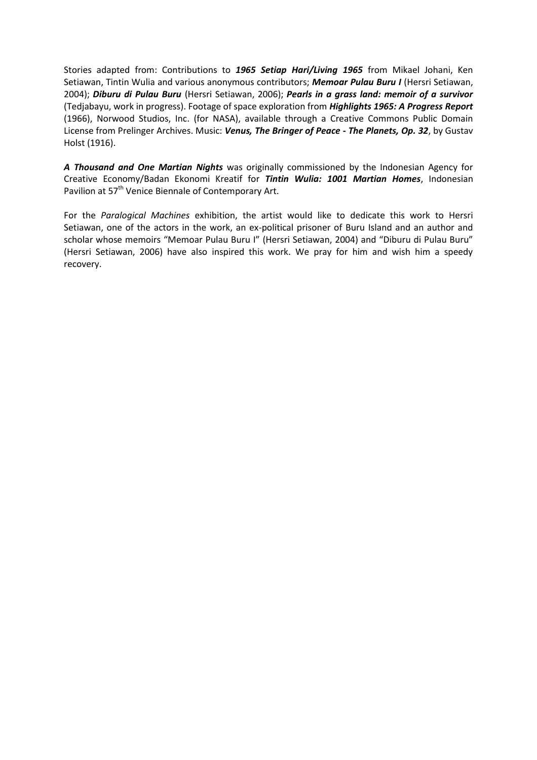Stories adapted from: Contributions to ***1965 Setiap Hari/Living 1965*** from Mikael Johani, Ken Setiawan, Tintin Wulia and various anonymous contributors; ***Memoar Pulau Buru I*** (Hersri Setiawan, 2004); ***Diburu di Pulau Buru*** (Hersri Setiawan, 2006); ***Pearls in a grass land: memoir of a survivor*** (Tedjabayu, work in progress). Footage of space exploration from ***Highlights 1965: A Progress Report*** (1966), Norwood Studios, Inc. (for NASA), available through a Creative Commons Public Domain License from Prelinger Archives. Music: ***Venus, The Bringer of Peace - The Planets, Op. 32***, by Gustav Holst (1916).

***A Thousand and One Martian Nights*** was originally commissioned by the Indonesian Agency for Creative Economy/Badan Ekonomi Kreatif for ***Tintin Wulia: 1001 Martian Homes***, Indonesian Pavilion at 57th Venice Biennale of Contemporary Art.

For the *Paralogical Machines* exhibition, the artist would like to dedicate this work to Hersri Setiawan, one of the actors in the work, an ex-political prisoner of Buru Island and an author and scholar whose memoirs "Memoar Pulau Buru I" (Hersri Setiawan, 2004) and "Diburu di Pulau Buru" (Hersri Setiawan, 2006) have also inspired this work. We pray for him and wish him a speedy recovery.